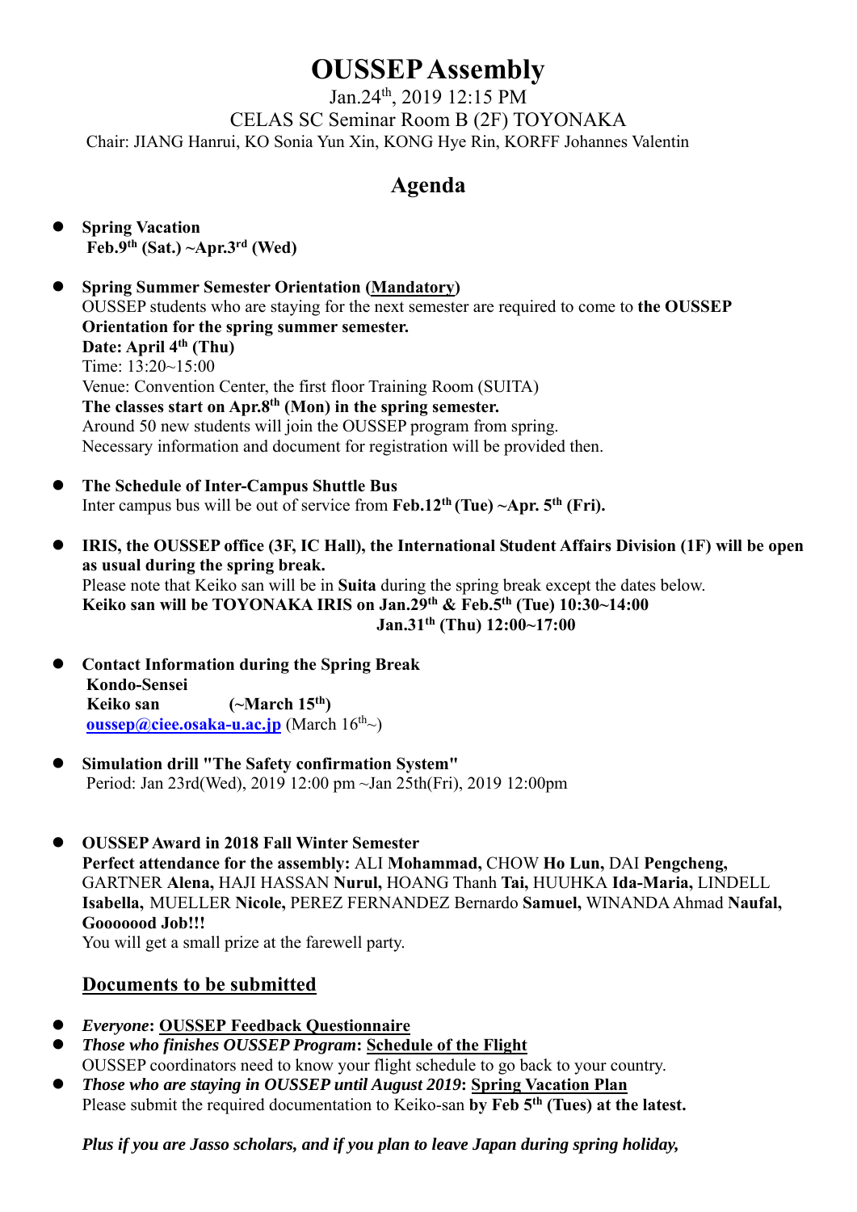# OUSSEP Assembly

Jan.24th, 2019 12:15 PM
CELAS SC Seminar Room B (2F) TOYONAKA
Chair: JIANG Hanrui, KO Sonia Yun Xin, KONG Hye Rin, KORFF Johannes Valentin

## Agenda

- **Spring Vacation**
  **Feb.9th (Sat.) ~Apr.3rd (Wed)**

- **Spring Summer Semester Orientation (Mandatory)**
  OUSSEP students who are staying for the next semester are required to come to **the OUSSEP Orientation for the spring summer semester.**
  **Date: April 4th (Thu)**
  Time: 13:20~15:00
  Venue: Convention Center, the first floor Training Room (SUITA)
  **The classes start on Apr.8th (Mon) in the spring semester.**
  Around 50 new students will join the OUSSEP program from spring.
  Necessary information and document for registration will be provided then.

- **The Schedule of Inter-Campus Shuttle Bus**
  Inter campus bus will be out of service from **Feb.12th (Tue) ~Apr. 5th (Fri).**

- **IRIS, the OUSSEP office (3F, IC Hall), the International Student Affairs Division (1F) will be open as usual during the spring break.**
  Please note that Keiko san will be in **Suita** during the spring break except the dates below.
  **Keiko san will be TOYONAKA IRIS on Jan.29th & Feb.5th (Tue) 10:30~14:00**
  **Jan.31th (Thu) 12:00~17:00**

- **Contact Information during the Spring Break**
  **Kondo-Sensei**
  **Keiko san (~March 15th)**
  **oussep@ciee.osaka-u.ac.jp** (March 16th~)

- **Simulation drill "The Safety confirmation System"**
  Period: Jan 23rd(Wed), 2019 12:00 pm ~Jan 25th(Fri), 2019 12:00pm

- **OUSSEP Award in 2018 Fall Winter Semester**
  **Perfect attendance for the assembly:** ALI **Mohammad,** CHOW **Ho Lun,** DAI **Pengcheng,** GARTNER **Alena,** HAJI HASSAN **Nurul,** HOANG Thanh **Tai,** HUUHKA **Ida-Maria,** LINDELL **Isabella,** MUELLER **Nicole,** PEREZ FERNANDEZ Bernardo **Samuel,** WINANDA Ahmad **Naufal,**
  **Gooooood Job!!!**
  You will get a small prize at the farewell party.

### Documents to be submitted

- ***Everyone*: OUSSEP Feedback Questionnaire**
- ***Those who finishes OUSSEP Program*: Schedule of the Flight**
  OUSSEP coordinators need to know your flight schedule to go back to your country.
- ***Those who are staying in OUSSEP until August 2019*: Spring Vacation Plan**
  Please submit the required documentation to Keiko-san **by Feb 5th (Tues) at the latest.**

***Plus if you are Jasso scholars, and if you plan to leave Japan during spring holiday,***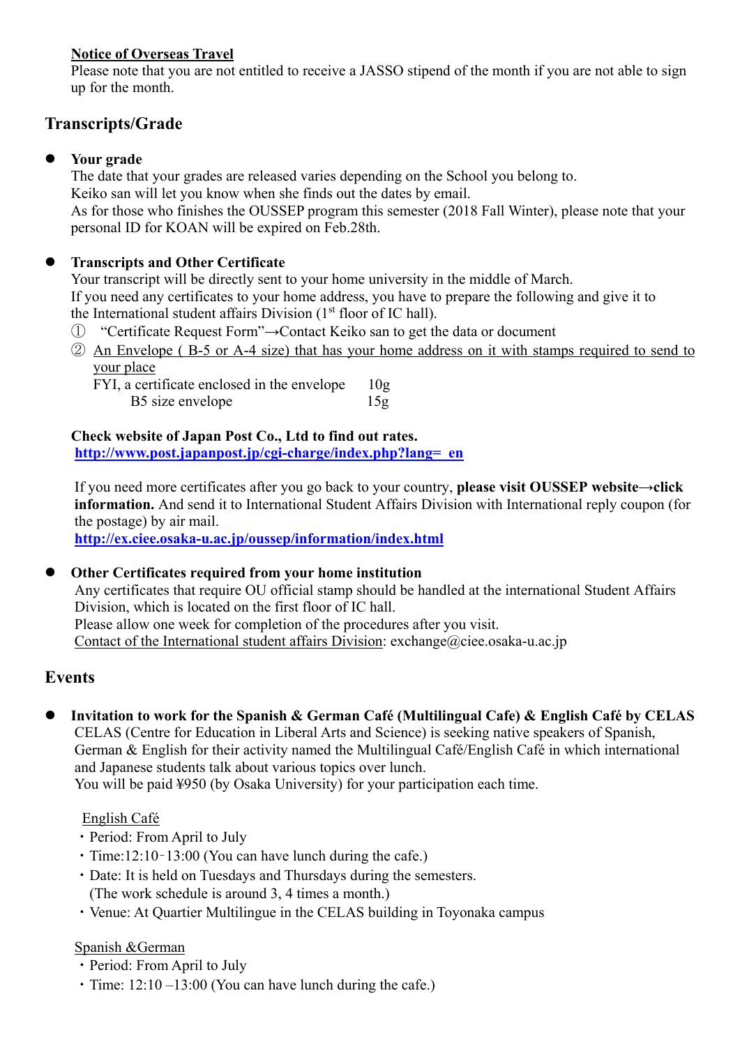**Notice of Overseas Travel**

Please note that you are not entitled to receive a JASSO stipend of the month if you are not able to sign up for the month.

## Transcripts/Grade

- **Your grade**

  The date that your grades are released varies depending on the School you belong to.
  Keiko san will let you know when she finds out the dates by email.
  As for those who finishes the OUSSEP program this semester (2018 Fall Winter), please note that your personal ID for KOAN will be expired on Feb.28th.

- **Transcripts and Other Certificate**

  Your transcript will be directly sent to your home university in the middle of March.
  If you need any certificates to your home address, you have to prepare the following and give it to the International student affairs Division (1st floor of IC hall).

  ① "Certificate Request Form"→Contact Keiko san to get the data or document
  ② An Envelope ( B-5 or A-4 size) that has your home address on it with stamps required to send to your place

  FYI, a certificate enclosed in the envelope 10g
  B5 size envelope 15g

  **Check website of Japan Post Co., Ltd to find out rates.**
  **http://www.post.japanpost.jp/cgi-charge/index.php?lang=_en**

  If you need more certificates after you go back to your country, **please visit OUSSEP website→click information.** And send it to International Student Affairs Division with International reply coupon (for the postage) by air mail.
  **http://ex.ciee.osaka-u.ac.jp/oussep/information/index.html**

- **Other Certificates required from your home institution**

  Any certificates that require OU official stamp should be handled at the international Student Affairs Division, which is located on the first floor of IC hall.
  Please allow one week for completion of the procedures after you visit.
  Contact of the International student affairs Division: exchange@ciee.osaka-u.ac.jp

## Events

- **Invitation to work for the Spanish & German Café (Multilingual Cafe) & English Café by CELAS**

  CELAS (Centre for Education in Liberal Arts and Science) is seeking native speakers of Spanish, German & English for their activity named the Multilingual Café/English Café in which international and Japanese students talk about various topics over lunch.
  You will be paid ¥950 (by Osaka University) for your participation each time.

  English Café
  - Period: From April to July
  - Time:12:10‐13:00 (You can have lunch during the cafe.)
  - Date: It is held on Tuesdays and Thursdays during the semesters. (The work schedule is around 3, 4 times a month.)
  - Venue: At Quartier Multilingue in the CELAS building in Toyonaka campus

  Spanish &German
  - Period: From April to July
  - Time: 12:10 –13:00 (You can have lunch during the cafe.)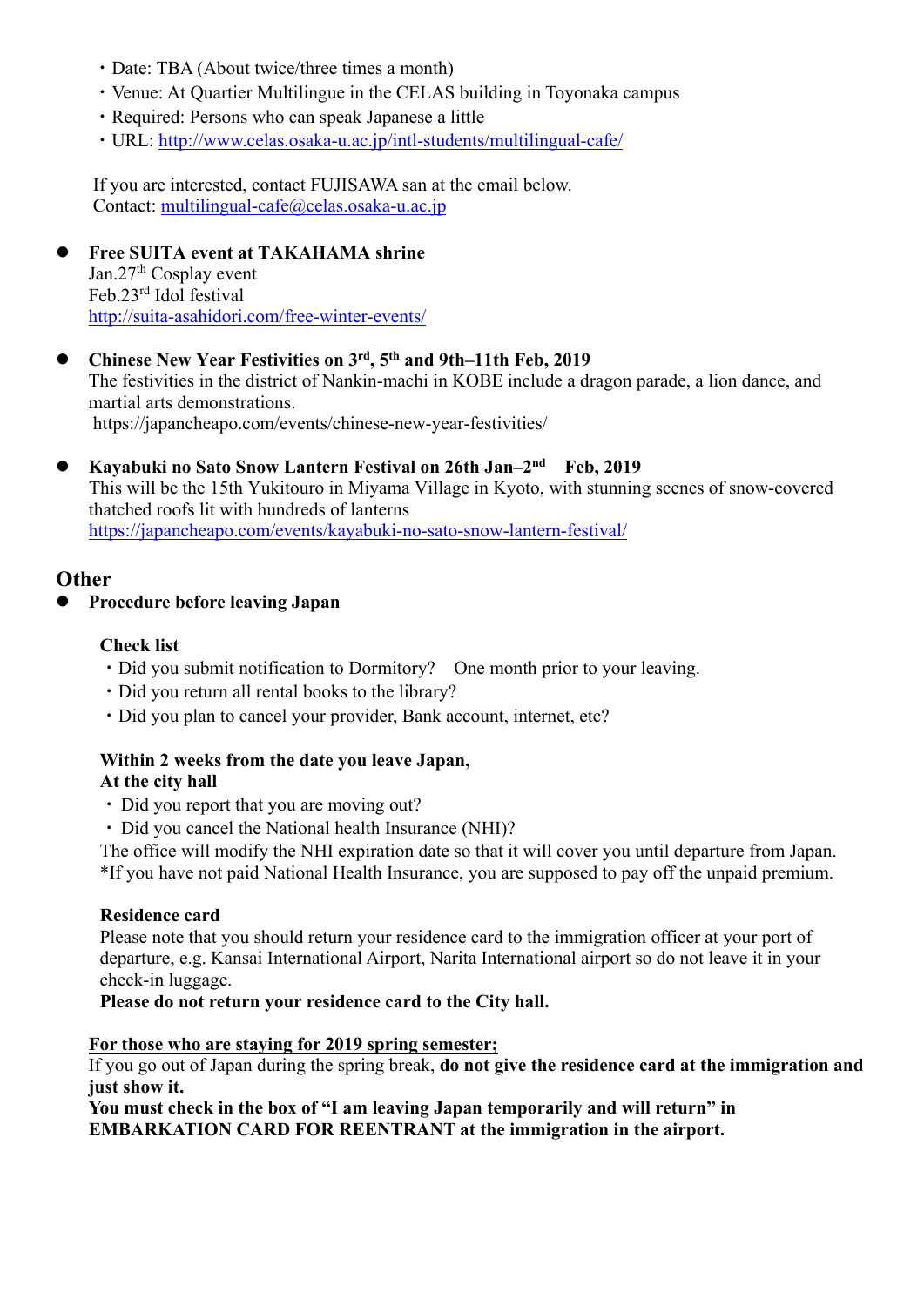・Date: TBA (About twice/three times a month)
・Venue: At Quartier Multilingue in the CELAS building in Toyonaka campus
・Required: Persons who can speak Japanese a little
・URL: http://www.celas.osaka-u.ac.jp/intl-students/multilingual-cafe/

If you are interested, contact FUJISAWA san at the email below.
Contact: multilingual-cafe@celas.osaka-u.ac.jp

- **Free SUITA event at TAKAHAMA shrine**
  Jan.27th Cosplay event
  Feb.23rd Idol festival
  http://suita-asahidori.com/free-winter-events/

- **Chinese New Year Festivities on 3rd, 5th and 9th–11th Feb, 2019**
  The festivities in the district of Nankin-machi in KOBE include a dragon parade, a lion dance, and martial arts demonstrations.
  https://japancheapo.com/events/chinese-new-year-festivities/

- **Kayabuki no Sato Snow Lantern Festival on 26th Jan–2nd Feb, 2019**
  This will be the 15th Yukitouro in Miyama Village in Kyoto, with stunning scenes of snow-covered thatched roofs lit with hundreds of lanterns
  https://japancheapo.com/events/kayabuki-no-sato-snow-lantern-festival/

## Other

- **Procedure before leaving Japan**

**Check list**
・Did you submit notification to Dormitory?　One month prior to your leaving.
・Did you return all rental books to the library?
・Did you plan to cancel your provider, Bank account, internet, etc?

**Within 2 weeks from the date you leave Japan,**
**At the city hall**
・ Did you report that you are moving out?
・ Did you cancel the National health Insurance (NHI)?
The office will modify the NHI expiration date so that it will cover you until departure from Japan.
*If you have not paid National Health Insurance, you are supposed to pay off the unpaid premium.

**Residence card**
Please note that you should return your residence card to the immigration officer at your port of departure, e.g. Kansai International Airport, Narita International airport so do not leave it in your check-in luggage.
**Please do not return your residence card to the City hall.**

<u>**For those who are staying for 2019 spring semester;**</u>
If you go out of Japan during the spring break, **do not give the residence card at the immigration and just show it.**
**You must check in the box of "I am leaving Japan temporarily and will return" in EMBARKATION CARD FOR REENTRANT at the immigration in the airport.**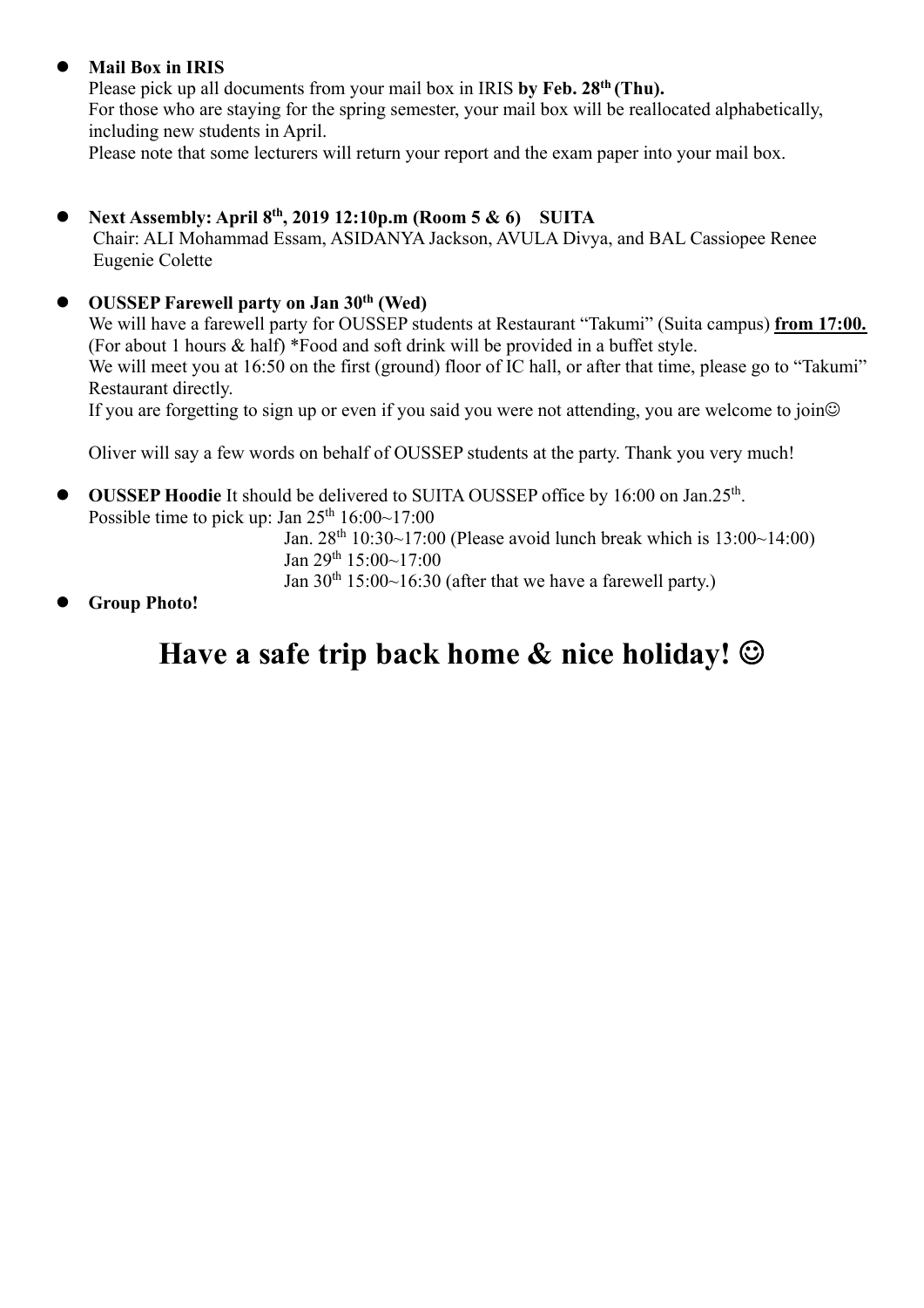- **Mail Box in IRIS**
  Please pick up all documents from your mail box in IRIS **by Feb. 28th (Thu).**
  For those who are staying for the spring semester, your mail box will be reallocated alphabetically, including new students in April.
  Please note that some lecturers will return your report and the exam paper into your mail box.

- **Next Assembly: April 8th, 2019 12:10p.m (Room 5 & 6) SUITA**
  Chair: ALI Mohammad Essam, ASIDANYA Jackson, AVULA Divya, and BAL Cassiopee Renee Eugenie Colette

- **OUSSEP Farewell party on Jan 30th (Wed)**
  We will have a farewell party for OUSSEP students at Restaurant "Takumi" (Suita campus) **from 17:00.** (For about 1 hours & half) *Food and soft drink will be provided in a buffet style.
  We will meet you at 16:50 on the first (ground) floor of IC hall, or after that time, please go to "Takumi" Restaurant directly.
  If you are forgetting to sign up or even if you said you were not attending, you are welcome to join☺

  Oliver will say a few words on behalf of OUSSEP students at the party. Thank you very much!

- **OUSSEP Hoodie** It should be delivered to SUITA OUSSEP office by 16:00 on Jan.25th.
  Possible time to pick up: Jan 25th 16:00~17:00
  Jan. 28th 10:30~17:00 (Please avoid lunch break which is 13:00~14:00)
  Jan 29th 15:00~17:00
  Jan 30th 15:00~16:30 (after that we have a farewell party.)

- **Group Photo!**

# Have a safe trip back home & nice holiday! ☺